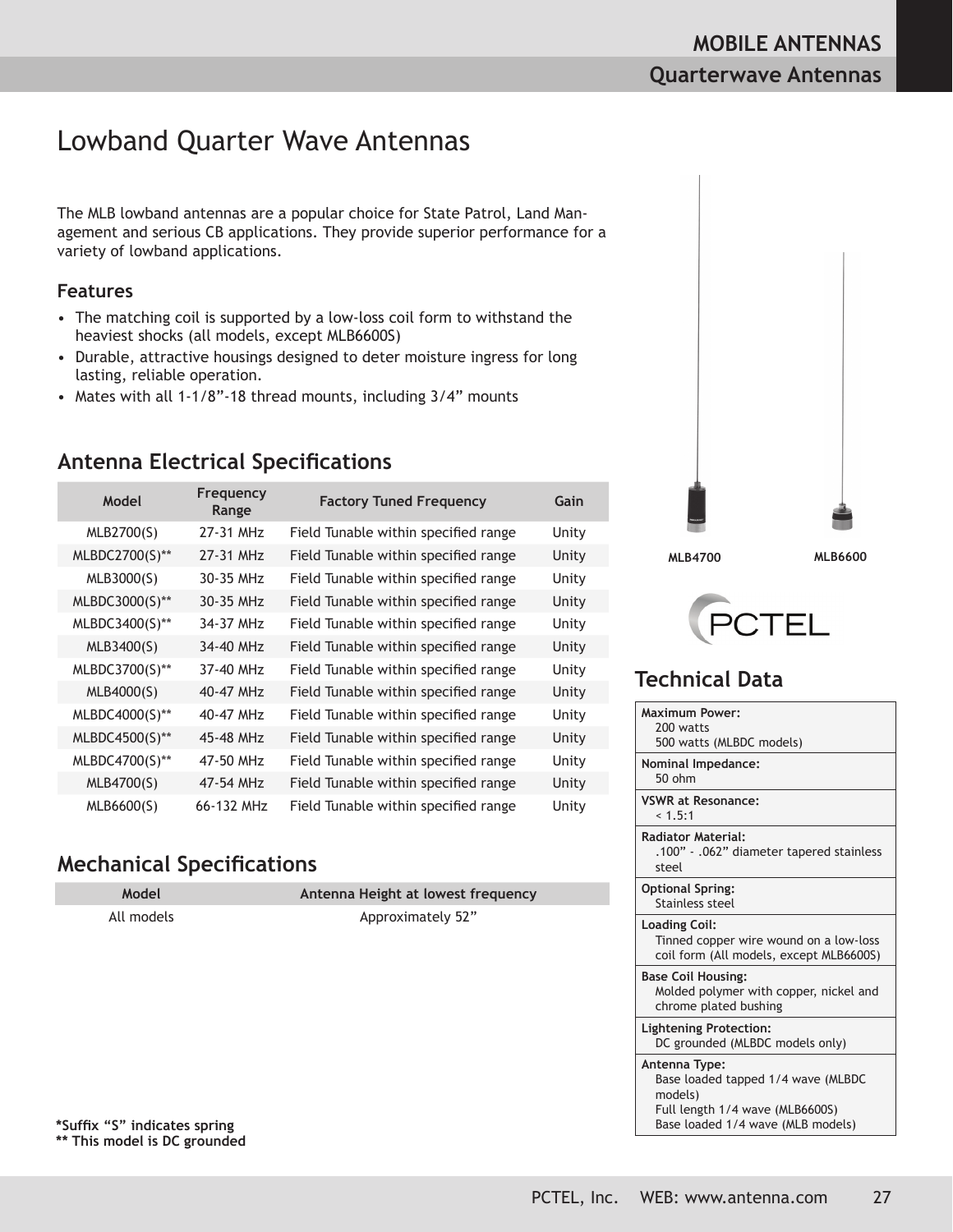# Lowband Quarter Wave Antennas

The MLB lowband antennas are a popular choice for State Patrol, Land Management and serious CB applications. They provide superior performance for a variety of lowband applications.

### Features

- The matching coil is supported by a low-loss coil form to withstand the heaviest shocks (all models, except MLB6600S)
- Durable, attractive housings designed to deter moisture ingress for long lasting, reliable operation.
- Mates with all 1-1/8"-18 thread mounts, including 3/4" mounts

## Antenna Electrical Specifications

| Model | Frequency Range | Factory Tuned Frequency | Gain |
|---|---|---|---|
| MLB2700(S) | 27-31 MHz | Field Tunable within specified range | Unity |
| MLBDC2700(S)** | 27-31 MHz | Field Tunable within specified range | Unity |
| MLB3000(S) | 30-35 MHz | Field Tunable within specified range | Unity |
| MLBDC3000(S)** | 30-35 MHz | Field Tunable within specified range | Unity |
| MLBDC3400(S)** | 34-37 MHz | Field Tunable within specified range | Unity |
| MLB3400(S) | 34-40 MHz | Field Tunable within specified range | Unity |
| MLBDC3700(S)** | 37-40 MHz | Field Tunable within specified range | Unity |
| MLB4000(S) | 40-47 MHz | Field Tunable within specified range | Unity |
| MLBDC4000(S)** | 40-47 MHz | Field Tunable within specified range | Unity |
| MLBDC4500(S)** | 45-48 MHz | Field Tunable within specified range | Unity |
| MLBDC4700(S)** | 47-50 MHz | Field Tunable within specified range | Unity |
| MLB4700(S) | 47-54 MHz | Field Tunable within specified range | Unity |
| MLB6600(S) | 66-132 MHz | Field Tunable within specified range | Unity |

## Mechanical Specifications

| Model | Antenna Height at lowest frequency |
|---|---|
| All models | Approximately 52" |

**\*Suffix "S" indicates spring**
**\*\* This model is DC grounded**

MLB4700 MLB6600

PCTEL

## Technical Data

| |
|---|
| **Maximum Power:** 200 watts; 500 watts (MLBDC models) |
| **Nominal Impedance:** 50 ohm |
| **VSWR at Resonance:** < 1.5:1 |
| **Radiator Material:** .100" - .062" diameter tapered stainless steel |
| **Optional Spring:** Stainless steel |
| **Loading Coil:** Tinned copper wire wound on a low-loss coil form (All models, except MLB6600S) |
| **Base Coil Housing:** Molded polymer with copper, nickel and chrome plated bushing |
| **Lightening Protection:** DC grounded (MLBDC models only) |
| **Antenna Type:** Base loaded tapped 1/4 wave (MLBDC models); Full length 1/4 wave (MLB6600S); Base loaded 1/4 wave (MLB models) |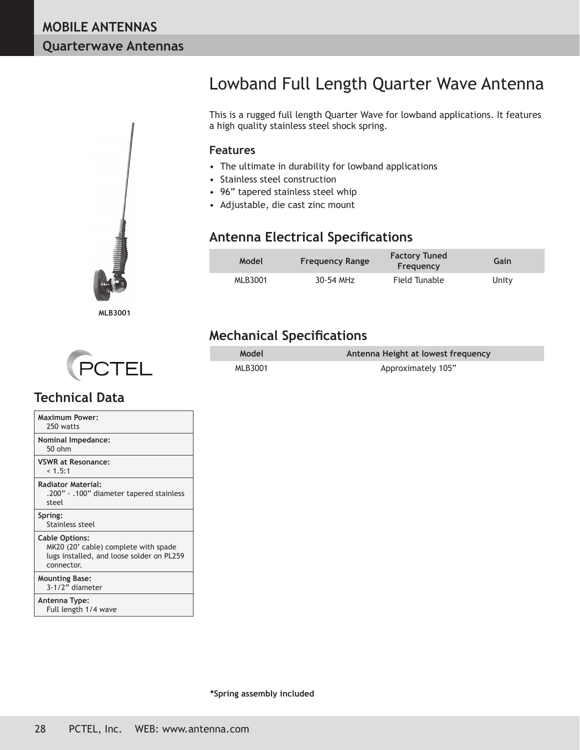# Lowband Full Length Quarter Wave Antenna

This is a rugged full length Quarter Wave for lowband applications. It features a high quality stainless steel shock spring.

### Features

- The ultimate in durability for lowband applications
- Stainless steel construction
- 96” tapered stainless steel whip
- Adjustable, die cast zinc mount

## Antenna Electrical Specifications

| Model | Frequency Range | Factory Tuned Frequency | Gain |
|---|---|---|---|
| MLB3001 | 30-54 MHz | Field Tunable | Unity |

## Mechanical Specifications

| Model | Antenna Height at lowest frequency |
|---|---|
| MLB3001 | Approximately 105” |

MLB3001

## Technical Data

| |
|---|
| **Maximum Power:** 250 watts |
| **Nominal Impedance:** 50 ohm |
| **VSWR at Resonance:** < 1.5:1 |
| **Radiator Material:** .200” - .100” diameter tapered stainless steel |
| **Spring:** Stainless steel |
| **Cable Options:** MK20 (20’ cable) complete with spade lugs installed, and loose solder on PL259 connector. |
| **Mounting Base:** 3-1/2” diameter |
| **Antenna Type:** Full length 1/4 wave |

**\*Spring assembly included**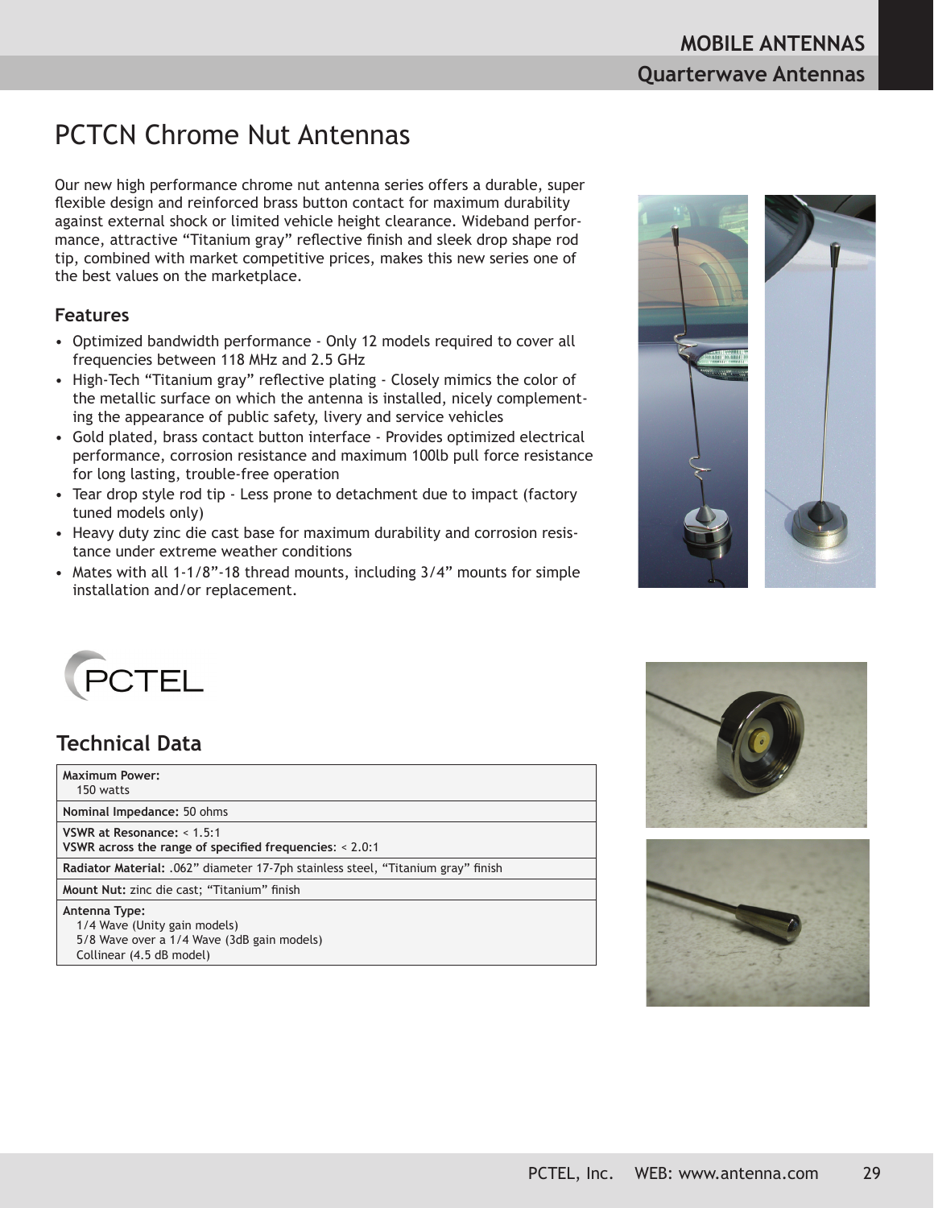# PCTCN Chrome Nut Antennas

Our new high performance chrome nut antenna series offers a durable, super flexible design and reinforced brass button contact for maximum durability against external shock or limited vehicle height clearance. Wideband performance, attractive “Titanium gray” reflective finish and sleek drop shape rod tip, combined with market competitive prices, makes this new series one of the best values on the marketplace.

## Features

- Optimized bandwidth performance - Only 12 models required to cover all frequencies between 118 MHz and 2.5 GHz
- High-Tech “Titanium gray” reflective plating - Closely mimics the color of the metallic surface on which the antenna is installed, nicely complementing the appearance of public safety, livery and service vehicles
- Gold plated, brass contact button interface - Provides optimized electrical performance, corrosion resistance and maximum 100lb pull force resistance for long lasting, trouble-free operation
- Tear drop style rod tip - Less prone to detachment due to impact (factory tuned models only)
- Heavy duty zinc die cast base for maximum durability and corrosion resistance under extreme weather conditions
- Mates with all 1-1/8”-18 thread mounts, including 3/4” mounts for simple installation and/or replacement.

PCTEL

## Technical Data

| |
|---|
| **Maximum Power:** 150 watts |
| **Nominal Impedance:** 50 ohms |
| **VSWR at Resonance:** < 1.5:1<br>**VSWR across the range of specified frequencies**: < 2.0:1 |
| **Radiator Material:** .062” diameter 17-7ph stainless steel, “Titanium gray” finish |
| **Mount Nut:** zinc die cast; “Titanium” finish |
| **Antenna Type:**<br>1/4 Wave (Unity gain models)<br>5/8 Wave over a 1/4 Wave (3dB gain models)<br>Collinear (4.5 dB model) |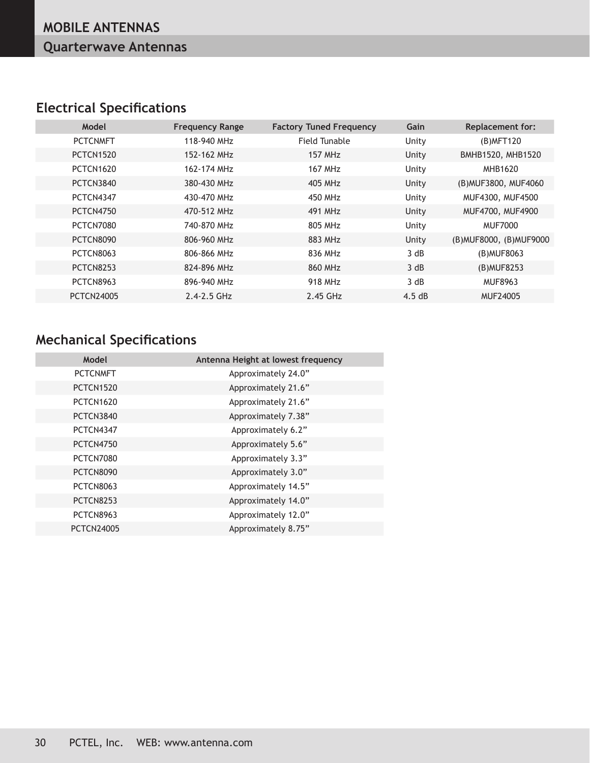# MOBILE ANTENNAS

## Quarterwave Antennas

### Electrical Specifications

| Model | Frequency Range | Factory Tuned Frequency | Gain | Replacement for: |
|---|---|---|---|---|
| PCTCNMFT | 118-940 MHz | Field Tunable | Unity | (B)MFT120 |
| PCTCN1520 | 152-162 MHz | 157 MHz | Unity | BMHB1520, MHB1520 |
| PCTCN1620 | 162-174 MHz | 167 MHz | Unity | MHB1620 |
| PCTCN3840 | 380-430 MHz | 405 MHz | Unity | (B)MUF3800, MUF4060 |
| PCTCN4347 | 430-470 MHz | 450 MHz | Unity | MUF4300, MUF4500 |
| PCTCN4750 | 470-512 MHz | 491 MHz | Unity | MUF4700, MUF4900 |
| PCTCN7080 | 740-870 MHz | 805 MHz | Unity | MUF7000 |
| PCTCN8090 | 806-960 MHz | 883 MHz | Unity | (B)MUF8000, (B)MUF9000 |
| PCTCN8063 | 806-866 MHz | 836 MHz | 3 dB | (B)MUF8063 |
| PCTCN8253 | 824-896 MHz | 860 MHz | 3 dB | (B)MUF8253 |
| PCTCN8963 | 896-940 MHz | 918 MHz | 3 dB | MUF8963 |
| PCTCN24005 | 2.4-2.5 GHz | 2.45 GHz | 4.5 dB | MUF24005 |

### Mechanical Specifications

| Model | Antenna Height at lowest frequency |
|---|---|
| PCTCNMFT | Approximately 24.0” |
| PCTCN1520 | Approximately 21.6” |
| PCTCN1620 | Approximately 21.6” |
| PCTCN3840 | Approximately 7.38” |
| PCTCN4347 | Approximately 6.2” |
| PCTCN4750 | Approximately 5.6” |
| PCTCN7080 | Approximately 3.3” |
| PCTCN8090 | Approximately 3.0” |
| PCTCN8063 | Approximately 14.5” |
| PCTCN8253 | Approximately 14.0” |
| PCTCN8963 | Approximately 12.0” |
| PCTCN24005 | Approximately 8.75” |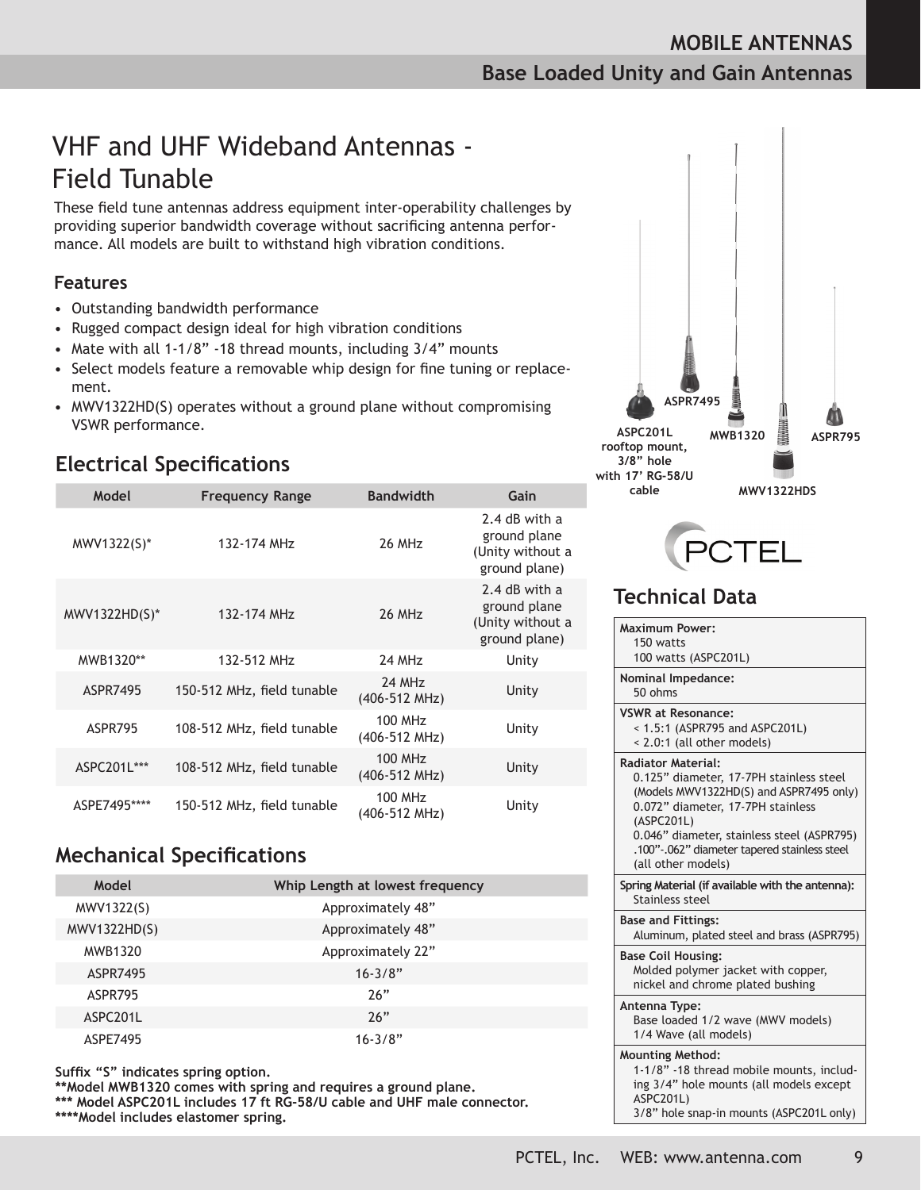# VHF and UHF Wideband Antennas - Field Tunable

These field tune antennas address equipment inter-operability challenges by providing superior bandwidth coverage without sacrificing antenna performance. All models are built to withstand high vibration conditions.

### Features

- Outstanding bandwidth performance
- Rugged compact design ideal for high vibration conditions
- Mate with all 1-1/8” -18 thread mounts, including 3/4” mounts
- Select models feature a removable whip design for fine tuning or replacement.
- MWV1322HD(S) operates without a ground plane without compromising VSWR performance.

ASPR7495

ASPC201L rooftop mount, 3/8” hole with 17’ RG-58/U cable

MWB1320

ASPR795

MWV1322HDS

## Electrical Specifications

| Model | Frequency Range | Bandwidth | Gain |
|---|---|---|---|
| MWV1322(S)* | 132-174 MHz | 26 MHz | 2.4 dB with a ground plane (Unity without a ground plane) |
| MWV1322HD(S)* | 132-174 MHz | 26 MHz | 2.4 dB with a ground plane (Unity without a ground plane) |
| MWB1320** | 132-512 MHz | 24 MHz | Unity |
| ASPR7495 | 150-512 MHz, field tunable | 24 MHz (406-512 MHz) | Unity |
| ASPR795 | 108-512 MHz, field tunable | 100 MHz (406-512 MHz) | Unity |
| ASPC201L*** | 108-512 MHz, field tunable | 100 MHz (406-512 MHz) | Unity |
| ASPE7495**** | 150-512 MHz, field tunable | 100 MHz (406-512 MHz) | Unity |

## Mechanical Specifications

| Model | Whip Length at lowest frequency |
|---|---|
| MWV1322(S) | Approximately 48” |
| MWV1322HD(S) | Approximately 48” |
| MWB1320 | Approximately 22” |
| ASPR7495 | 16-3/8” |
| ASPR795 | 26” |
| ASPC201L | 26” |
| ASPE7495 | 16-3/8” |

**Suffix “S” indicates spring option.**
**\*\*Model MWB1320 comes with spring and requires a ground plane.**
**\*\*\* Model ASPC201L includes 17 ft RG-58/U cable and UHF male connector.**
**\*\*\*\*Model includes elastomer spring.**

PCTEL

## Technical Data

**Maximum Power:**
150 watts
100 watts (ASPC201L)

**Nominal Impedance:**
50 ohms

**VSWR at Resonance:**
< 1.5:1 (ASPR795 and ASPC201L)
< 2.0:1 (all other models)

**Radiator Material:**
0.125” diameter, 17-7PH stainless steel (Models MWV1322HD(S) and ASPR7495 only)
0.072” diameter, 17-7PH stainless (ASPC201L)
0.046” diameter, stainless steel (ASPR795)
.100”-.062” diameter tapered stainless steel (all other models)

**Spring Material (if available with the antenna):**
Stainless steel

**Base and Fittings:**
Aluminum, plated steel and brass (ASPR795)

**Base Coil Housing:**
Molded polymer jacket with copper, nickel and chrome plated bushing

**Antenna Type:**
Base loaded 1/2 wave (MWV models)
1/4 Wave (all models)

**Mounting Method:**
1-1/8” -18 thread mobile mounts, including 3/4” hole mounts (all models except ASPC201L)
3/8” hole snap-in mounts (ASPC201L only)